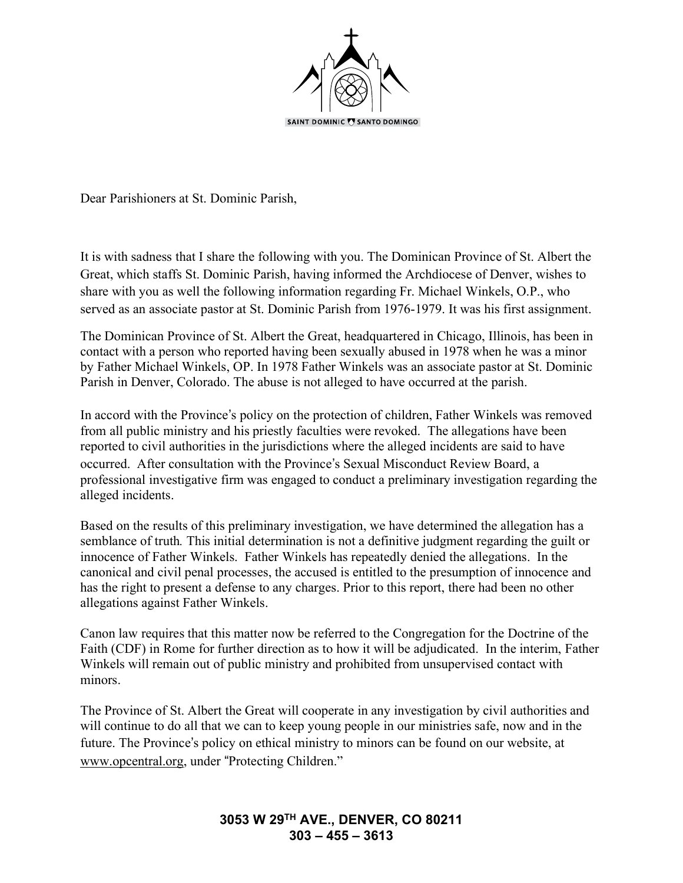SAINT DOMINIC SANTO DOMINGO

Dear Parishioners at St. Dominic Parish,

It is with sadness that I share the following with you. The Dominican Province of St. Albert the Great, which staffs St. Dominic Parish, having informed the Archdiocese of Denver, wishes to share with you as well the following information regarding Fr. Michael Winkels, O.P., who served as an associate pastor at St. Dominic Parish from 1976-1979. It was his first assignment.

The Dominican Province of St. Albert the Great, headquartered in Chicago, Illinois, has been in contact with a person who reported having been sexually abused in 1978 when he was a minor by Father Michael Winkels, OP. In 1978 Father Winkels was an associate pastor at St. Dominic Parish in Denver, Colorado. The abuse is not alleged to have occurred at the parish.

In accord with the Province's policy on the protection of children, Father Winkels was removed from all public ministry and his priestly faculties were revoked. The allegations have been reported to civil authorities in the jurisdictions where the alleged incidents are said to have occurred. After consultation with the Province's Sexual Misconduct Review Board, a professional investigative firm was engaged to conduct a preliminary investigation regarding the alleged incidents.

Based on the results of this preliminary investigation, we have determined the allegation has a semblance of truth. This initial determination is not a definitive judgment regarding the guilt or innocence of Father Winkels. Father Winkels has repeatedly denied the allegations. In the canonical and civil penal processes, the accused is entitled to the presumption of innocence and has the right to present a defense to any charges. Prior to this report, there had been no other allegations against Father Winkels.

Canon law requires that this matter now be referred to the Congregation for the Doctrine of the Faith (CDF) in Rome for further direction as to how it will be adjudicated. In the interim, Father Winkels will remain out of public ministry and prohibited from unsupervised contact with minors.

The Province of St. Albert the Great will cooperate in any investigation by civil authorities and will continue to do all that we can to keep young people in our ministries safe, now and in the future. The Province's policy on ethical ministry to minors can be found on our website, at www.opcentral.org, under "Protecting Children."

**3053 W 29TH AVE., DENVER, CO 80211**
**303 – 455 – 3613**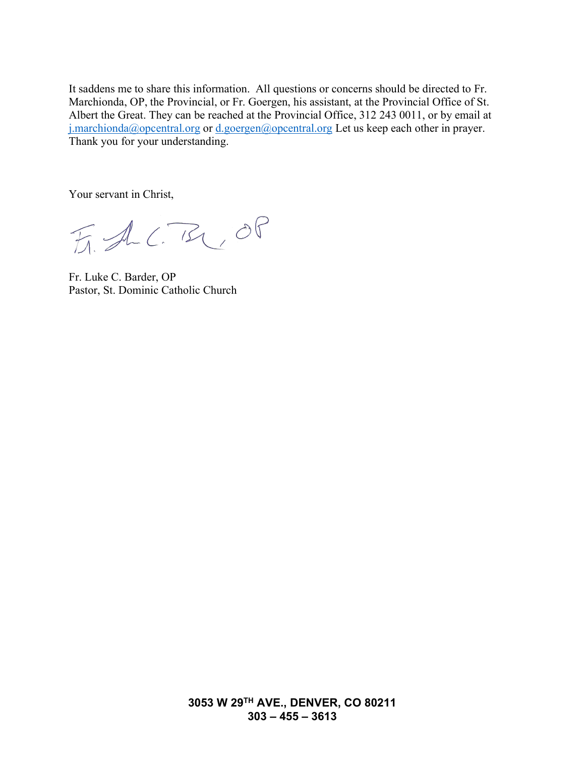It saddens me to share this information. All questions or concerns should be directed to Fr. Marchionda, OP, the Provincial, or Fr. Goergen, his assistant, at the Provincial Office of St. Albert the Great. They can be reached at the Provincial Office, 312 243 0011, or by email at [j.marchionda@opcentral.org](mailto:j.marchionda@opcentral.org) or [d.goergen@opcentral.org](mailto:d.goergen@opcentral.org) Let us keep each other in prayer. Thank you for your understanding.

Your servant in Christ,

Fr. Luke C. Barder, OP
Pastor, St. Dominic Catholic Church